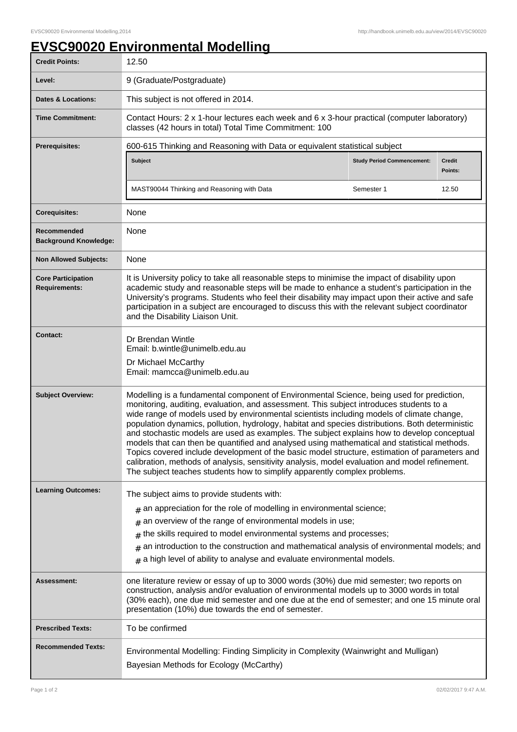# EVSC90020 Environmental Modelling

| | |
|---|---|
| **Credit Points:** | 12.50 |
| **Level:** | 9 (Graduate/Postgraduate) |
| **Dates & Locations:** | This subject is not offered in 2014. |
| **Time Commitment:** | Contact Hours: 2 x 1-hour lectures each week and 6 x 3-hour practical (computer laboratory) classes (42 hours in total) Total Time Commitment: 100 |
| **Prerequisites:** | 600-615 Thinking and Reasoning with Data or equivalent statistical subject |

| Subject | Study Period Commencement: | Credit Points: |
|---|---|---|
| MAST90044 Thinking and Reasoning with Data | Semester 1 | 12.50 |

| | |
|---|---|
| **Corequisites:** | None |
| **Recommended Background Knowledge:** | None |
| **Non Allowed Subjects:** | None |
| **Core Participation Requirements:** | It is University policy to take all reasonable steps to minimise the impact of disability upon academic study and reasonable steps will be made to enhance a student's participation in the University's programs. Students who feel their disability may impact upon their active and safe participation in a subject are encouraged to discuss this with the relevant subject coordinator and the Disability Liaison Unit. |
| **Contact:** | Dr Brendan Wintle<br>Email: b.wintle@unimelb.edu.au<br>Dr Michael McCarthy<br>Email: mamcca@unimelb.edu.au |
| **Subject Overview:** | Modelling is a fundamental component of Environmental Science, being used for prediction, monitoring, auditing, evaluation, and assessment. This subject introduces students to a wide range of models used by environmental scientists including models of climate change, population dynamics, pollution, hydrology, habitat and species distributions. Both deterministic and stochastic models are used as examples. The subject explains how to develop conceptual models that can then be quantified and analysed using mathematical and statistical methods. Topics covered include development of the basic model structure, estimation of parameters and calibration, methods of analysis, sensitivity analysis, model evaluation and model refinement. The subject teaches students how to simplify apparently complex problems. |
| **Learning Outcomes:** | The subject aims to provide students with:<br># an appreciation for the role of modelling in environmental science;<br># an overview of the range of environmental models in use;<br># the skills required to model environmental systems and processes;<br># an introduction to the construction and mathematical analysis of environmental models; and<br># a high level of ability to analyse and evaluate environmental models. |
| **Assessment:** | one literature review or essay of up to 3000 words (30%) due mid semester; two reports on construction, analysis and/or evaluation of environmental models up to 3000 words in total (30% each), one due mid semester and one due at the end of semester; and one 15 minute oral presentation (10%) due towards the end of semester. |
| **Prescribed Texts:** | To be confirmed |
| **Recommended Texts:** | Environmental Modelling: Finding Simplicity in Complexity (Wainwright and Mulligan)<br>Bayesian Methods for Ecology (McCarthy) |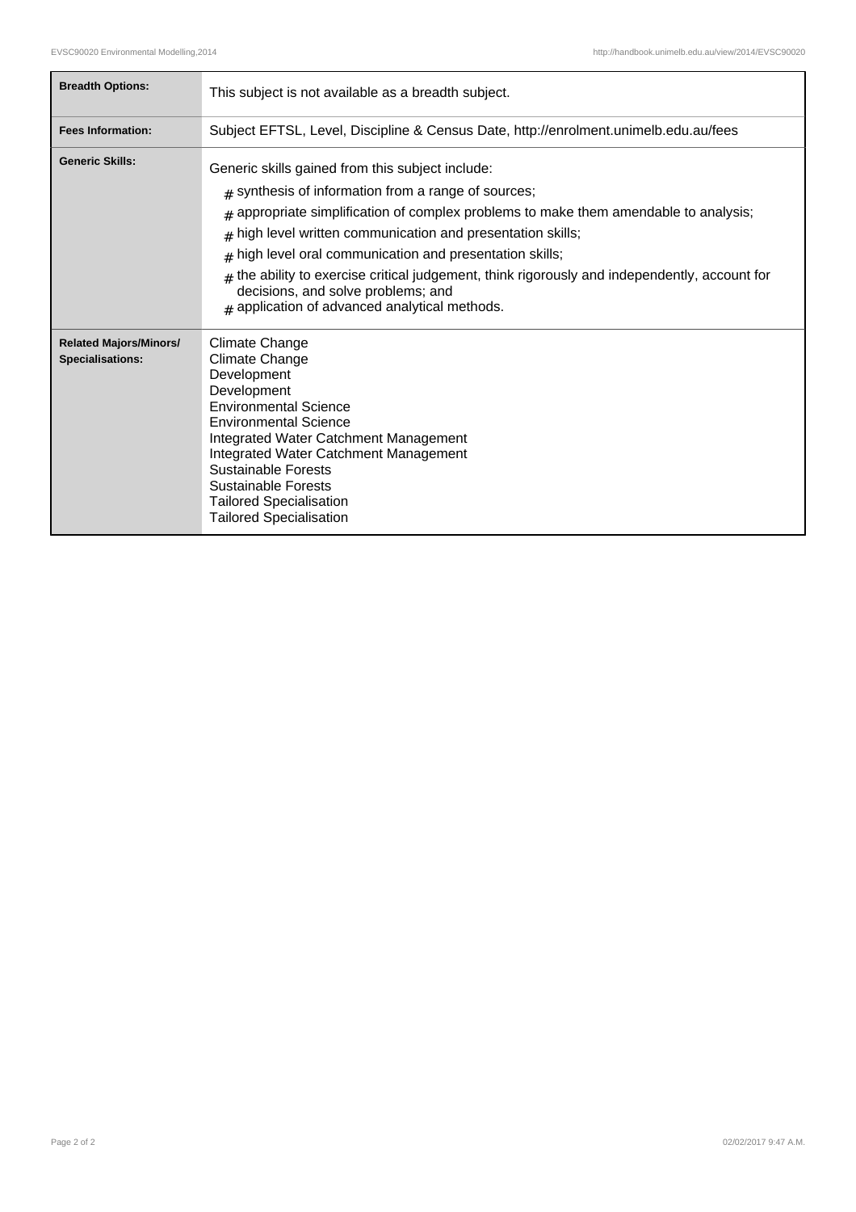| | |
|---|---|
| **Breadth Options:** | This subject is not available as a breadth subject. |
| **Fees Information:** | Subject EFTSL, Level, Discipline & Census Date, http://enrolment.unimelb.edu.au/fees |
| **Generic Skills:** | Generic skills gained from this subject include:<br># synthesis of information from a range of sources;<br># appropriate simplification of complex problems to make them amendable to analysis;<br># high level written communication and presentation skills;<br># high level oral communication and presentation skills;<br># the ability to exercise critical judgement, think rigorously and independently, account for decisions, and solve problems; and<br># application of advanced analytical methods. |
| **Related Majors/Minors/ Specialisations:** | Climate Change<br>Climate Change<br>Development<br>Development<br>Environmental Science<br>Environmental Science<br>Integrated Water Catchment Management<br>Integrated Water Catchment Management<br>Sustainable Forests<br>Sustainable Forests<br>Tailored Specialisation<br>Tailored Specialisation |